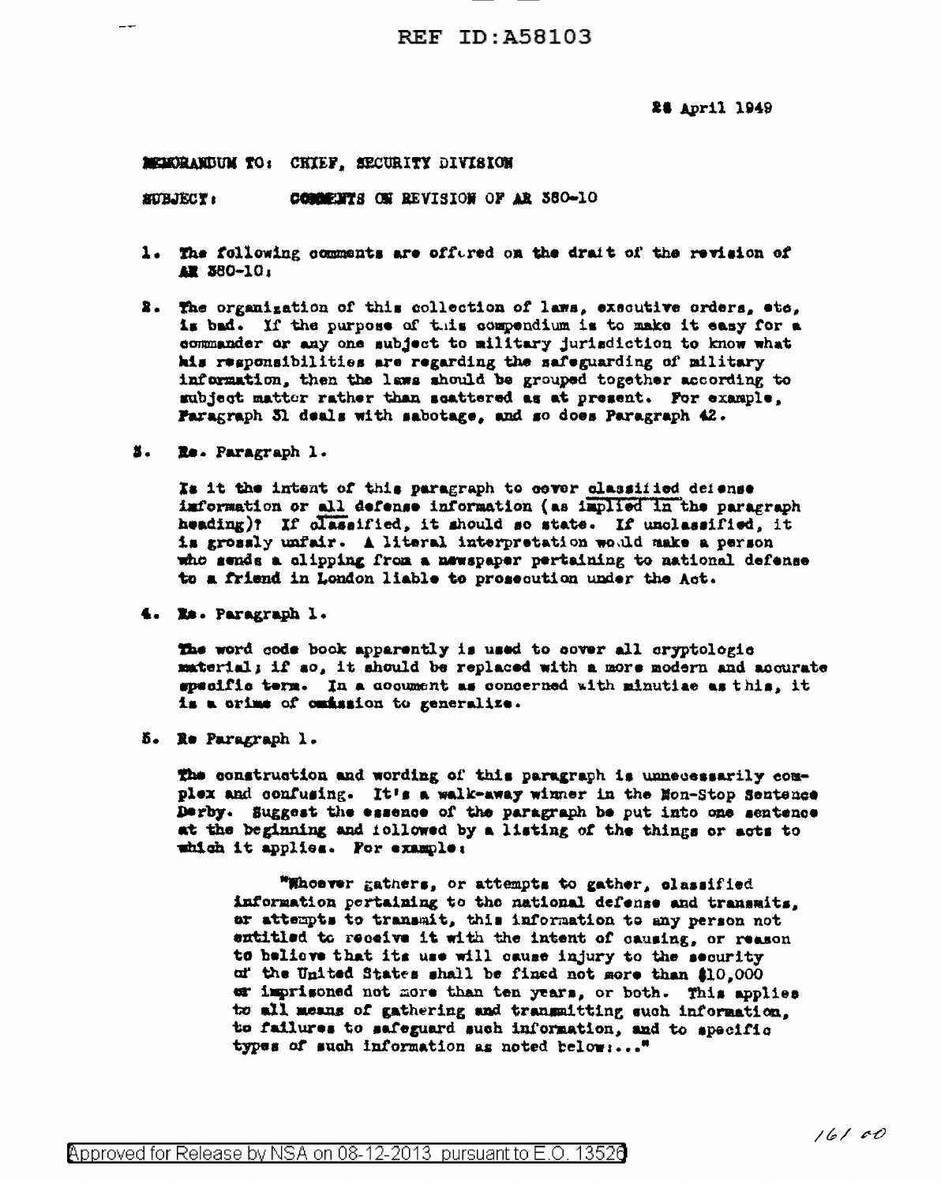REF ID:A58103

28 April 1949

MEMORANDUM TO: CHIEF, SECURITY DIVISION

SUBJECT: COMMENTS ON REVISION OF AR 380-10

1. The following comments are offered on the draft of the revision of AR 380-10:

2. The organization of this collection of laws, executive orders, etc, is bad. If the purpose of this compendium is to make it easy for a commander or any one subject to military jurisdiction to know what his responsibilities are regarding the safeguarding of military information, then the laws should be grouped together according to subject matter rather than scattered as at present. For example, Paragraph 31 deals with sabotage, and so does Paragraph 42.

3. Re. Paragraph 1.

   Is it the intent of this paragraph to cover classified defense information or all defense information (as implied in the paragraph heading)? If classified, it should so state. If unclassified, it is grossly unfair. A literal interpretation would make a person who sends a clipping from a newspaper pertaining to national defense to a friend in London liable to prosecution under the Act.

4. Re. Paragraph 1.

   The word code book apparently is used to cover all cryptologic material; if so, it should be replaced with a more modern and accurate specific term. In a document as concerned with minutiae as this, it is a crime of omission to generalize.

5. Re Paragraph 1.

   The construction and wording of this paragraph is unnecessarily complex and confusing. It's a walk-away winner in the Non-Stop Sentence Derby. Suggest the essence of the paragraph be put into one sentence at the beginning and followed by a listing of the things or acts to which it applies. For example:

   > "Whoever gathers, or attempts to gather, classified information pertaining to the national defense and transmits, or attempts to transmit, this information to any person not entitled to receive it with the intent of causing, or reason to believe that its use will cause injury to the security of the United States shall be fined not more than $10,000 or imprisoned not more than ten years, or both. This applies to all means of gathering and transmitting such information, to failures to safeguard such information, and to specific types of such information as noted below:..."

16160

Approved for Release by NSA on 08-12-2013 pursuant to E.O. 13526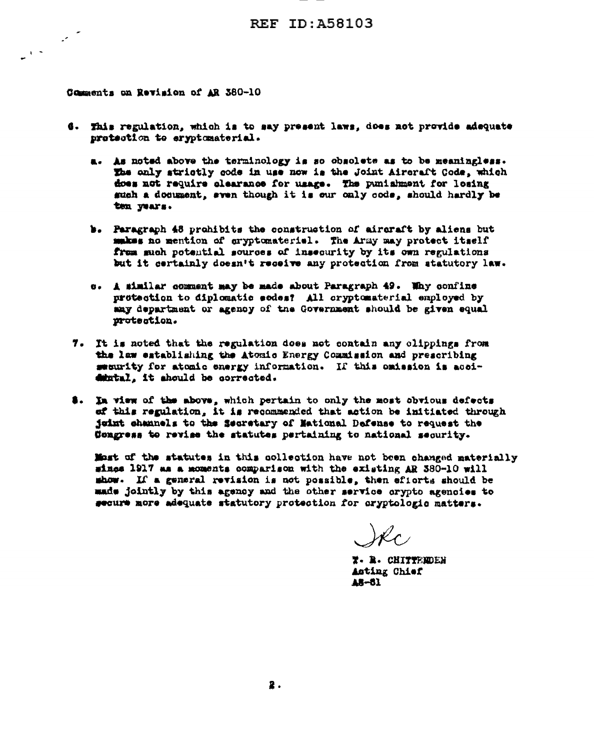Comments on Revision of AR 380-10

6. This regulation, which is to say present laws, does not provide adequate protection to cryptomaterial.

   a. As noted above the terminology is so obsolete as to be meaningless. The only strictly code in use now is the Joint Aircraft Code, which does not require clearance for usage. The punishment for losing such a document, even though it is our only code, should hardly be ten years.

   b. Paragraph 48 prohibits the construction of aircraft by aliens but makes no mention of cryptomaterial. The Army may protect itself from such potential sources of insecurity by its own regulations but it certainly doesn't receive any protection from statutory law.

   c. A similar comment may be made about Paragraph 49. Why confine protection to diplomatic codes? All cryptomaterial employed by any department or agency of the Government should be given equal protection.

7. It is noted that the regulation does not contain any clippings from the law establishing the Atomic Energy Commission and prescribing security for atomic energy information. If this omission is accidental, it should be corrected.

8. In view of the above, which pertain to only the most obvious defects of this regulation, it is recommended that action be initiated through joint channels to the Secretary of National Defense to request the Congress to revise the statutes pertaining to national security.

   Most of the statutes in this collection have not been changed materially since 1917 as a moments comparison with the existing AR 380-10 will show. If a general revision is not possible, then efforts should be made jointly by this agency and the other service crypto agencies to secure more adequate statutory protection for cryptologic matters.

JRC

T. R. CHITTENDEN
Acting Chief
AS-81